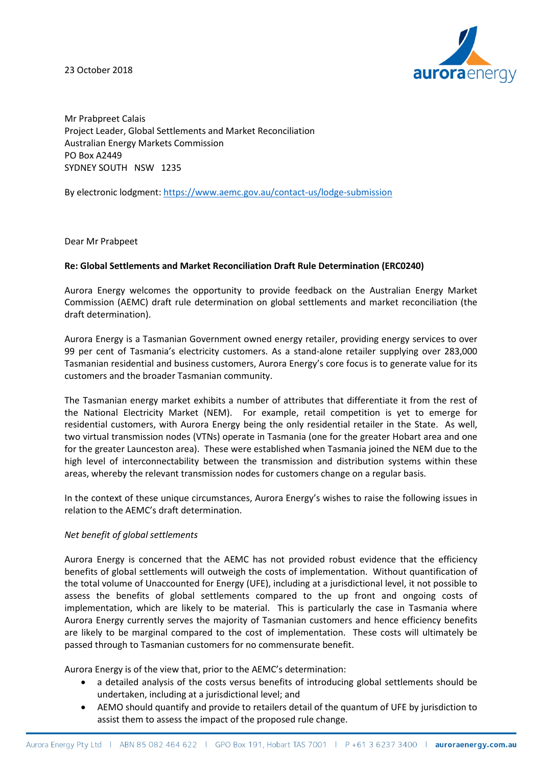23 October 2018

Mr Prabpreet Calais
Project Leader, Global Settlements and Market Reconciliation
Australian Energy Markets Commission
PO Box A2449
SYDNEY SOUTH NSW 1235

By electronic lodgment: https://www.aemc.gov.au/contact-us/lodge-submission

Dear Mr Prabpeet

**Re: Global Settlements and Market Reconciliation Draft Rule Determination (ERC0240)**

Aurora Energy welcomes the opportunity to provide feedback on the Australian Energy Market Commission (AEMC) draft rule determination on global settlements and market reconciliation (the draft determination).

Aurora Energy is a Tasmanian Government owned energy retailer, providing energy services to over 99 per cent of Tasmania's electricity customers. As a stand-alone retailer supplying over 283,000 Tasmanian residential and business customers, Aurora Energy's core focus is to generate value for its customers and the broader Tasmanian community.

The Tasmanian energy market exhibits a number of attributes that differentiate it from the rest of the National Electricity Market (NEM). For example, retail competition is yet to emerge for residential customers, with Aurora Energy being the only residential retailer in the State. As well, two virtual transmission nodes (VTNs) operate in Tasmania (one for the greater Hobart area and one for the greater Launceston area). These were established when Tasmania joined the NEM due to the high level of interconnectability between the transmission and distribution systems within these areas, whereby the relevant transmission nodes for customers change on a regular basis.

In the context of these unique circumstances, Aurora Energy's wishes to raise the following issues in relation to the AEMC's draft determination.

*Net benefit of global settlements*

Aurora Energy is concerned that the AEMC has not provided robust evidence that the efficiency benefits of global settlements will outweigh the costs of implementation. Without quantification of the total volume of Unaccounted for Energy (UFE), including at a jurisdictional level, it not possible to assess the benefits of global settlements compared to the up front and ongoing costs of implementation, which are likely to be material. This is particularly the case in Tasmania where Aurora Energy currently serves the majority of Tasmanian customers and hence efficiency benefits are likely to be marginal compared to the cost of implementation. These costs will ultimately be passed through to Tasmanian customers for no commensurate benefit.

Aurora Energy is of the view that, prior to the AEMC's determination:

- a detailed analysis of the costs versus benefits of introducing global settlements should be undertaken, including at a jurisdictional level; and
- AEMO should quantify and provide to retailers detail of the quantum of UFE by jurisdiction to assist them to assess the impact of the proposed rule change.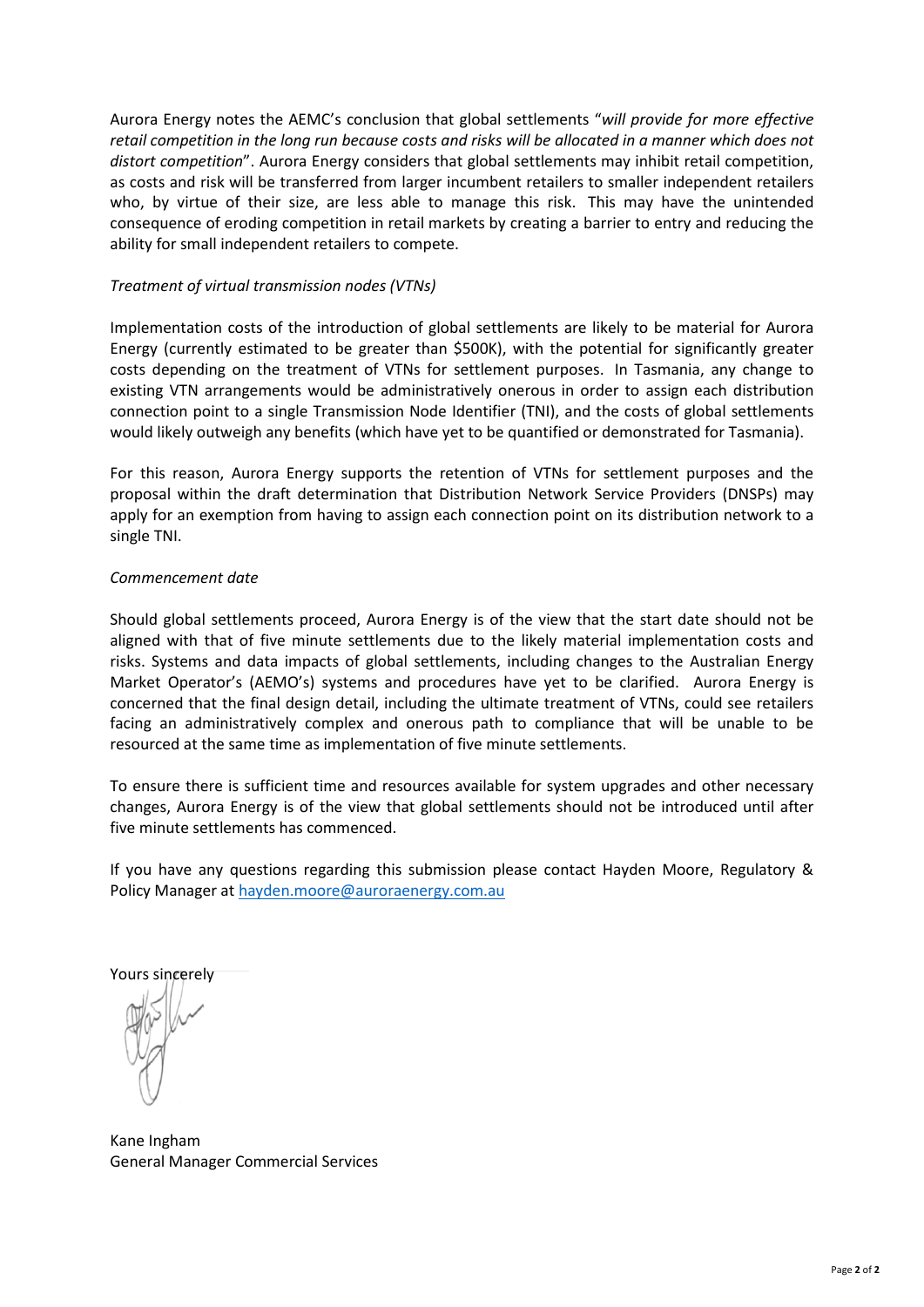Aurora Energy notes the AEMC's conclusion that global settlements "*will provide for more effective retail competition in the long run because costs and risks will be allocated in a manner which does not distort competition*". Aurora Energy considers that global settlements may inhibit retail competition, as costs and risk will be transferred from larger incumbent retailers to smaller independent retailers who, by virtue of their size, are less able to manage this risk. This may have the unintended consequence of eroding competition in retail markets by creating a barrier to entry and reducing the ability for small independent retailers to compete.

*Treatment of virtual transmission nodes (VTNs)*

Implementation costs of the introduction of global settlements are likely to be material for Aurora Energy (currently estimated to be greater than $500K), with the potential for significantly greater costs depending on the treatment of VTNs for settlement purposes. In Tasmania, any change to existing VTN arrangements would be administratively onerous in order to assign each distribution connection point to a single Transmission Node Identifier (TNI), and the costs of global settlements would likely outweigh any benefits (which have yet to be quantified or demonstrated for Tasmania).

For this reason, Aurora Energy supports the retention of VTNs for settlement purposes and the proposal within the draft determination that Distribution Network Service Providers (DNSPs) may apply for an exemption from having to assign each connection point on its distribution network to a single TNI.

*Commencement date*

Should global settlements proceed, Aurora Energy is of the view that the start date should not be aligned with that of five minute settlements due to the likely material implementation costs and risks. Systems and data impacts of global settlements, including changes to the Australian Energy Market Operator's (AEMO's) systems and procedures have yet to be clarified. Aurora Energy is concerned that the final design detail, including the ultimate treatment of VTNs, could see retailers facing an administratively complex and onerous path to compliance that will be unable to be resourced at the same time as implementation of five minute settlements.

To ensure there is sufficient time and resources available for system upgrades and other necessary changes, Aurora Energy is of the view that global settlements should not be introduced until after five minute settlements has commenced.

If you have any questions regarding this submission please contact Hayden Moore, Regulatory & Policy Manager at hayden.moore@auroraenergy.com.au

Yours sincerely

Kane Ingham
General Manager Commercial Services